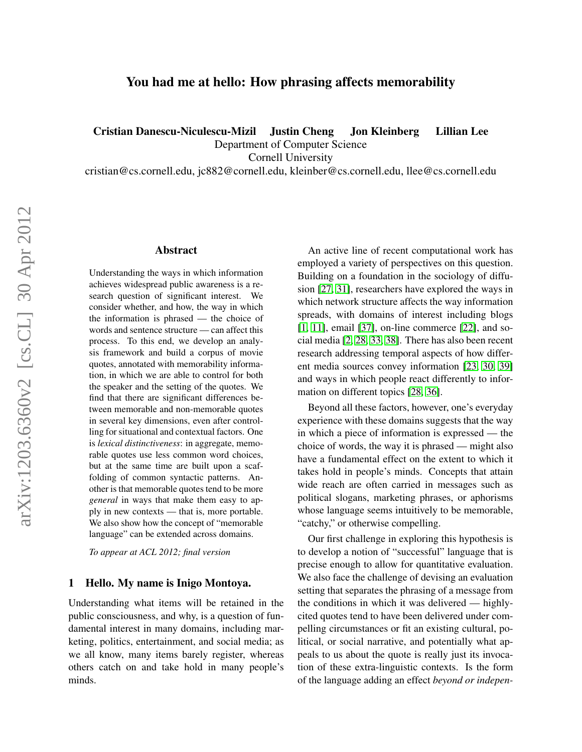# You had me at hello: How phrasing affects memorability

**Cristian Danescu-Niculescu-Mizil   Justin Cheng   Jon Kleinberg   Lillian Lee**

Department of Computer Science
Cornell University

cristian@cs.cornell.edu, jc882@cornell.edu, kleinber@cs.cornell.edu, llee@cs.cornell.edu

## Abstract

Understanding the ways in which information achieves widespread public awareness is a research question of significant interest. We consider whether, and how, the way in which the information is phrased — the choice of words and sentence structure — can affect this process. To this end, we develop an analysis framework and build a corpus of movie quotes, annotated with memorability information, in which we are able to control for both the speaker and the setting of the quotes. We find that there are significant differences between memorable and non-memorable quotes in several key dimensions, even after controlling for situational and contextual factors. One is *lexical distinctiveness*: in aggregate, memorable quotes use less common word choices, but at the same time are built upon a scaffolding of common syntactic patterns. Another is that memorable quotes tend to be more *general* in ways that make them easy to apply in new contexts — that is, more portable. We also show how the concept of "memorable language" can be extended across domains.

*To appear at ACL 2012; final version*

## 1 Hello. My name is Inigo Montoya.

Understanding what items will be retained in the public consciousness, and why, is a question of fundamental interest in many domains, including marketing, politics, entertainment, and social media; as we all know, many items barely register, whereas others catch on and take hold in many people's minds.

An active line of recent computational work has employed a variety of perspectives on this question. Building on a foundation in the sociology of diffusion [27, 31], researchers have explored the ways in which network structure affects the way information spreads, with domains of interest including blogs [1, 11], email [37], on-line commerce [22], and social media [2, 28, 33, 38]. There has also been recent research addressing temporal aspects of how different media sources convey information [23, 30, 39] and ways in which people react differently to information on different topics [28, 36].

Beyond all these factors, however, one's everyday experience with these domains suggests that the way in which a piece of information is expressed — the choice of words, the way it is phrased — might also have a fundamental effect on the extent to which it takes hold in people's minds. Concepts that attain wide reach are often carried in messages such as political slogans, marketing phrases, or aphorisms whose language seems intuitively to be memorable, "catchy," or otherwise compelling.

Our first challenge in exploring this hypothesis is to develop a notion of "successful" language that is precise enough to allow for quantitative evaluation. We also face the challenge of devising an evaluation setting that separates the phrasing of a message from the conditions in which it was delivered — highly-cited quotes tend to have been delivered under compelling circumstances or fit an existing cultural, political, or social narrative, and potentially what appeals to us about the quote is really just its invocation of these extra-linguistic contexts. Is the form of the language adding an effect *beyond or indepen-*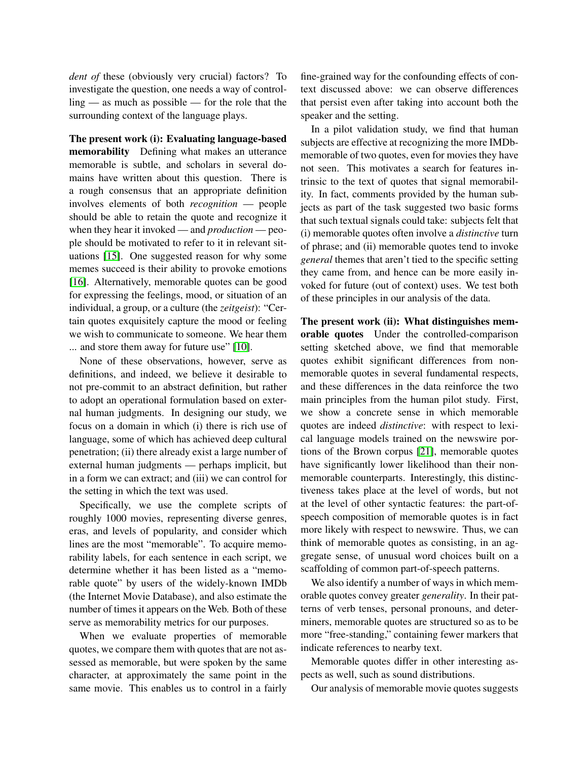*dent of* these (obviously very crucial) factors? To investigate the question, one needs a way of controlling — as much as possible — for the role that the surrounding context of the language plays.

**The present work (i): Evaluating language-based memorability** Defining what makes an utterance memorable is subtle, and scholars in several domains have written about this question. There is a rough consensus that an appropriate definition involves elements of both *recognition* — people should be able to retain the quote and recognize it when they hear it invoked — and *production* — people should be motivated to refer to it in relevant situations [15]. One suggested reason for why some memes succeed is their ability to provoke emotions [16]. Alternatively, memorable quotes can be good for expressing the feelings, mood, or situation of an individual, a group, or a culture (the *zeitgeist*): "Certain quotes exquisitely capture the mood or feeling we wish to communicate to someone. We hear them ... and store them away for future use" [10].

None of these observations, however, serve as definitions, and indeed, we believe it desirable to not pre-commit to an abstract definition, but rather to adopt an operational formulation based on external human judgments. In designing our study, we focus on a domain in which (i) there is rich use of language, some of which has achieved deep cultural penetration; (ii) there already exist a large number of external human judgments — perhaps implicit, but in a form we can extract; and (iii) we can control for the setting in which the text was used.

Specifically, we use the complete scripts of roughly 1000 movies, representing diverse genres, eras, and levels of popularity, and consider which lines are the most "memorable". To acquire memorability labels, for each sentence in each script, we determine whether it has been listed as a "memorable quote" by users of the widely-known IMDb (the Internet Movie Database), and also estimate the number of times it appears on the Web. Both of these serve as memorability metrics for our purposes.

When we evaluate properties of memorable quotes, we compare them with quotes that are not assessed as memorable, but were spoken by the same character, at approximately the same point in the same movie. This enables us to control in a fairly fine-grained way for the confounding effects of context discussed above: we can observe differences that persist even after taking into account both the speaker and the setting.

In a pilot validation study, we find that human subjects are effective at recognizing the more IMDb-memorable of two quotes, even for movies they have not seen. This motivates a search for features intrinsic to the text of quotes that signal memorability. In fact, comments provided by the human subjects as part of the task suggested two basic forms that such textual signals could take: subjects felt that (i) memorable quotes often involve a *distinctive* turn of phrase; and (ii) memorable quotes tend to invoke *general* themes that aren't tied to the specific setting they came from, and hence can be more easily invoked for future (out of context) uses. We test both of these principles in our analysis of the data.

**The present work (ii): What distinguishes memorable quotes** Under the controlled-comparison setting sketched above, we find that memorable quotes exhibit significant differences from non-memorable quotes in several fundamental respects, and these differences in the data reinforce the two main principles from the human pilot study. First, we show a concrete sense in which memorable quotes are indeed *distinctive*: with respect to lexical language models trained on the newswire portions of the Brown corpus [21], memorable quotes have significantly lower likelihood than their non-memorable counterparts. Interestingly, this distinctiveness takes place at the level of words, but not at the level of other syntactic features: the part-of-speech composition of memorable quotes is in fact more likely with respect to newswire. Thus, we can think of memorable quotes as consisting, in an aggregate sense, of unusual word choices built on a scaffolding of common part-of-speech patterns.

We also identify a number of ways in which memorable quotes convey greater *generality*. In their patterns of verb tenses, personal pronouns, and determiners, memorable quotes are structured so as to be more "free-standing," containing fewer markers that indicate references to nearby text.

Memorable quotes differ in other interesting aspects as well, such as sound distributions.

Our analysis of memorable movie quotes suggests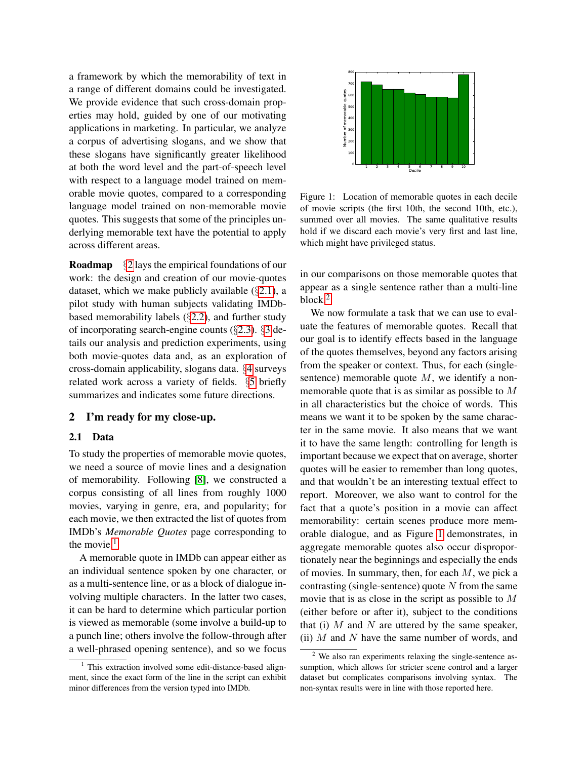a framework by which the memorability of text in a range of different domains could be investigated. We provide evidence that such cross-domain properties may hold, guided by one of our motivating applications in marketing. In particular, we analyze a corpus of advertising slogans, and we show that these slogans have significantly greater likelihood at both the word level and the part-of-speech level with respect to a language model trained on memorable movie quotes, compared to a corresponding language model trained on non-memorable movie quotes. This suggests that some of the principles underlying memorable text have the potential to apply across different areas.

**Roadmap** §2 lays the empirical foundations of our work: the design and creation of our movie-quotes dataset, which we make publicly available (§2.1), a pilot study with human subjects validating IMDb-based memorability labels (§2.2), and further study of incorporating search-engine counts (§2.3). §3 details our analysis and prediction experiments, using both movie-quotes data and, as an exploration of cross-domain applicability, slogans data. §4 surveys related work across a variety of fields. §5 briefly summarizes and indicates some future directions.

## 2 I'm ready for my close-up.

### 2.1 Data

To study the properties of memorable movie quotes, we need a source of movie lines and a designation of memorability. Following [8], we constructed a corpus consisting of all lines from roughly 1000 movies, varying in genre, era, and popularity; for each movie, we then extracted the list of quotes from IMDb's *Memorable Quotes* page corresponding to the movie.[1]

A memorable quote in IMDb can appear either as an individual sentence spoken by one character, or as a multi-sentence line, or as a block of dialogue involving multiple characters. In the latter two cases, it can be hard to determine which particular portion is viewed as memorable (some involve a build-up to a punch line; others involve the follow-through after a well-phrased opening sentence), and so we focus in our comparisons on those memorable quotes that appear as a single sentence rather than a multi-line block.[2]

Figure 1: Location of memorable quotes in each decile of movie scripts (the first 10th, the second 10th, etc.), summed over all movies. The same qualitative results hold if we discard each movie's very first and last line, which might have privileged status.

We now formulate a task that we can use to evaluate the features of memorable quotes. Recall that our goal is to identify effects based in the language of the quotes themselves, beyond any factors arising from the speaker or context. Thus, for each (single-sentence) memorable quote $M$, we identify a non-memorable quote that is as similar as possible to $M$ in all characteristics but the choice of words. This means we want it to be spoken by the same character in the same movie. It also means that we want it to have the same length: controlling for length is important because we expect that on average, shorter quotes will be easier to remember than long quotes, and that wouldn't be an interesting textual effect to report. Moreover, we also want to control for the fact that a quote's position in a movie can affect memorability: certain scenes produce more memorable dialogue, and as Figure 1 demonstrates, in aggregate memorable quotes also occur disproportionately near the beginnings and especially the ends of movies. In summary, then, for each $M$, we pick a contrasting (single-sentence) quote $N$ from the same movie that is as close in the script as possible to $M$ (either before or after it), subject to the conditions that (i) $M$ and $N$ are uttered by the same speaker, (ii) $M$ and $N$ have the same number of words, and

[1] This extraction involved some edit-distance-based alignment, since the exact form of the line in the script can exhibit minor differences from the version typed into IMDb.

[2] We also ran experiments relaxing the single-sentence assumption, which allows for stricter scene control and a larger dataset but complicates comparisons involving syntax. The non-syntax results were in line with those reported here.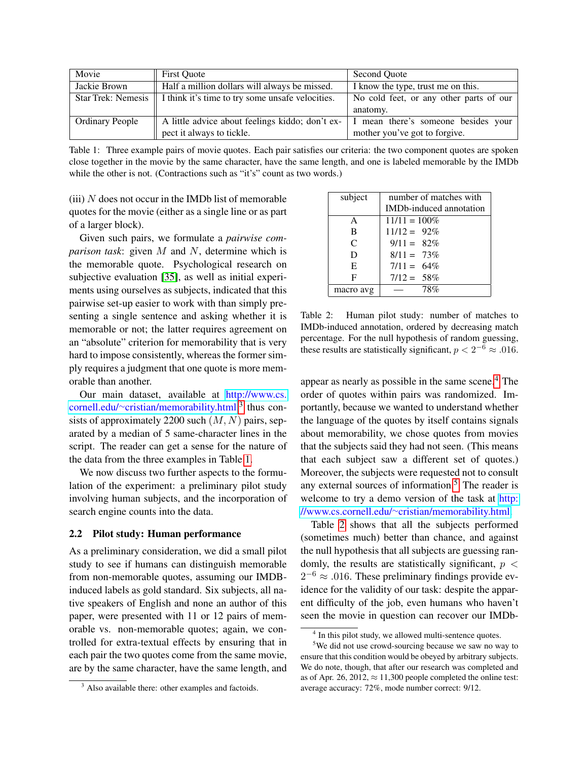| Movie | First Quote | Second Quote |
|---|---|---|
| Jackie Brown | Half a million dollars will always be missed. | I know the type, trust me on this. |
| Star Trek: Nemesis | I think it's time to try some unsafe velocities. | No cold feet, or any other parts of our anatomy. |
| Ordinary People | A little advice about feelings kiddo; don't expect it always to tickle. | I mean there's someone besides your mother you've got to forgive. |

Table 1: Three example pairs of movie quotes. Each pair satisfies our criteria: the two component quotes are spoken close together in the movie by the same character, have the same length, and one is labeled memorable by the IMDb while the other is not. (Contractions such as "it's" count as two words.)

(iii) $N$ does not occur in the IMDb list of memorable quotes for the movie (either as a single line or as part of a larger block).

Given such pairs, we formulate a *pairwise comparison task*: given $M$ and $N$, determine which is the memorable quote. Psychological research on subjective evaluation [35], as well as initial experiments using ourselves as subjects, indicated that this pairwise set-up easier to work with than simply presenting a single sentence and asking whether it is memorable or not; the latter requires agreement on an "absolute" criterion for memorability that is very hard to impose consistently, whereas the former simply requires a judgment that one quote is more memorable than another.

Our main dataset, available at http://www.cs.cornell.edu/~cristian/memorability.html,[3] thus consists of approximately 2200 such $(M, N)$ pairs, separated by a median of 5 same-character lines in the script. The reader can get a sense for the nature of the data from the three examples in Table 1.

We now discuss two further aspects to the formulation of the experiment: a preliminary pilot study involving human subjects, and the incorporation of search engine counts into the data.

### 2.2 Pilot study: Human performance

As a preliminary consideration, we did a small pilot study to see if humans can distinguish memorable from non-memorable quotes, assuming our IMDB-induced labels as gold standard. Six subjects, all native speakers of English and none an author of this paper, were presented with 11 or 12 pairs of memorable vs. non-memorable quotes; again, we controlled for extra-textual effects by ensuring that in each pair the two quotes come from the same movie, are by the same character, have the same length, and appear as nearly as possible in the same scene.[4] The order of quotes within pairs was randomized. Importantly, because we wanted to understand whether the language of the quotes by itself contains signals about memorability, we chose quotes from movies that the subjects said they had not seen. (This means that each subject saw a different set of quotes.) Moreover, the subjects were requested not to consult any external sources of information.[5] The reader is welcome to try a demo version of the task at http://www.cs.cornell.edu/~cristian/memorability.html.

| subject | number of matches with IMDb-induced annotation |
|---|---|
| A | 11/11 = 100% |
| B | 11/12 = 92% |
| C | 9/11 = 82% |
| D | 8/11 = 73% |
| E | 7/11 = 64% |
| F | 7/12 = 58% |
| macro avg | — 78% |

Table 2: Human pilot study: number of matches to IMDb-induced annotation, ordered by decreasing match percentage. For the null hypothesis of random guessing, these results are statistically significant, $p < 2^{-6} \approx .016$.

Table 2 shows that all the subjects performed (sometimes much) better than chance, and against the null hypothesis that all subjects are guessing randomly, the results are statistically significant, $p < 2^{-6} \approx .016$. These preliminary findings provide evidence for the validity of our task: despite the apparent difficulty of the job, even humans who haven't seen the movie in question can recover our IMDb-

[3] Also available there: other examples and factoids.

[4] In this pilot study, we allowed multi-sentence quotes.

[5] We did not use crowd-sourcing because we saw no way to ensure that this condition would be obeyed by arbitrary subjects. We do note, though, that after our research was completed and as of Apr. 26, 2012, ≈ 11,300 people completed the online test: average accuracy: 72%, mode number correct: 9/12.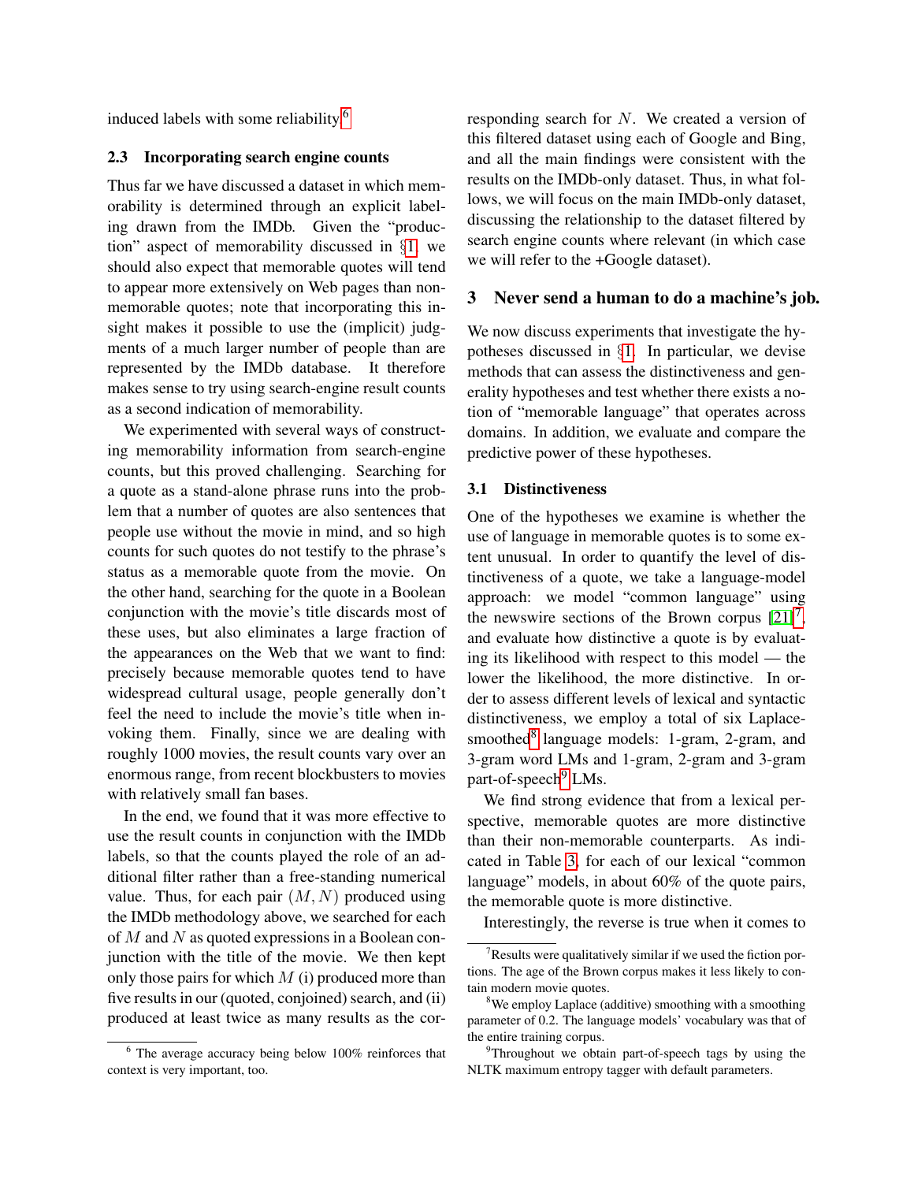induced labels with some reliability.[6]

### 2.3 Incorporating search engine counts

Thus far we have discussed a dataset in which memorability is determined through an explicit labeling drawn from the IMDb. Given the "production" aspect of memorability discussed in §1, we should also expect that memorable quotes will tend to appear more extensively on Web pages than non-memorable quotes; note that incorporating this insight makes it possible to use the (implicit) judgments of a much larger number of people than are represented by the IMDb database. It therefore makes sense to try using search-engine result counts as a second indication of memorability.

We experimented with several ways of constructing memorability information from search-engine counts, but this proved challenging. Searching for a quote as a stand-alone phrase runs into the problem that a number of quotes are also sentences that people use without the movie in mind, and so high counts for such quotes do not testify to the phrase's status as a memorable quote from the movie. On the other hand, searching for the quote in a Boolean conjunction with the movie's title discards most of these uses, but also eliminates a large fraction of the appearances on the Web that we want to find: precisely because memorable quotes tend to have widespread cultural usage, people generally don't feel the need to include the movie's title when invoking them. Finally, since we are dealing with roughly 1000 movies, the result counts vary over an enormous range, from recent blockbusters to movies with relatively small fan bases.

In the end, we found that it was more effective to use the result counts in conjunction with the IMDb labels, so that the counts played the role of an additional filter rather than a free-standing numerical value. Thus, for each pair $(M, N)$ produced using the IMDb methodology above, we searched for each of $M$ and $N$ as quoted expressions in a Boolean conjunction with the title of the movie. We then kept only those pairs for which $M$ (i) produced more than five results in our (quoted, conjoined) search, and (ii) produced at least twice as many results as the corresponding search for $N$. We created a version of this filtered dataset using each of Google and Bing, and all the main findings were consistent with the results on the IMDb-only dataset. Thus, in what follows, we will focus on the main IMDb-only dataset, discussing the relationship to the dataset filtered by search engine counts where relevant (in which case we will refer to the +Google dataset).

## 3 Never send a human to do a machine's job.

We now discuss experiments that investigate the hypotheses discussed in §1. In particular, we devise methods that can assess the distinctiveness and generality hypotheses and test whether there exists a notion of "memorable language" that operates across domains. In addition, we evaluate and compare the predictive power of these hypotheses.

### 3.1 Distinctiveness

One of the hypotheses we examine is whether the use of language in memorable quotes is to some extent unusual. In order to quantify the level of distinctiveness of a quote, we take a language-model approach: we model "common language" using the newswire sections of the Brown corpus [21][7], and evaluate how distinctive a quote is by evaluating its likelihood with respect to this model — the lower the likelihood, the more distinctive. In order to assess different levels of lexical and syntactic distinctiveness, we employ a total of six Laplace-smoothed[8] language models: 1-gram, 2-gram, and 3-gram word LMs and 1-gram, 2-gram and 3-gram part-of-speech[9] LMs.

We find strong evidence that from a lexical perspective, memorable quotes are more distinctive than their non-memorable counterparts. As indicated in Table 3, for each of our lexical "common language" models, in about 60% of the quote pairs, the memorable quote is more distinctive.

Interestingly, the reverse is true when it comes to

---

[6] The average accuracy being below 100% reinforces that context is very important, too.

[7] Results were qualitatively similar if we used the fiction portions. The age of the Brown corpus makes it less likely to contain modern movie quotes.

[8] We employ Laplace (additive) smoothing with a smoothing parameter of 0.2. The language models' vocabulary was that of the entire training corpus.

[9] Throughout we obtain part-of-speech tags by using the NLTK maximum entropy tagger with default parameters.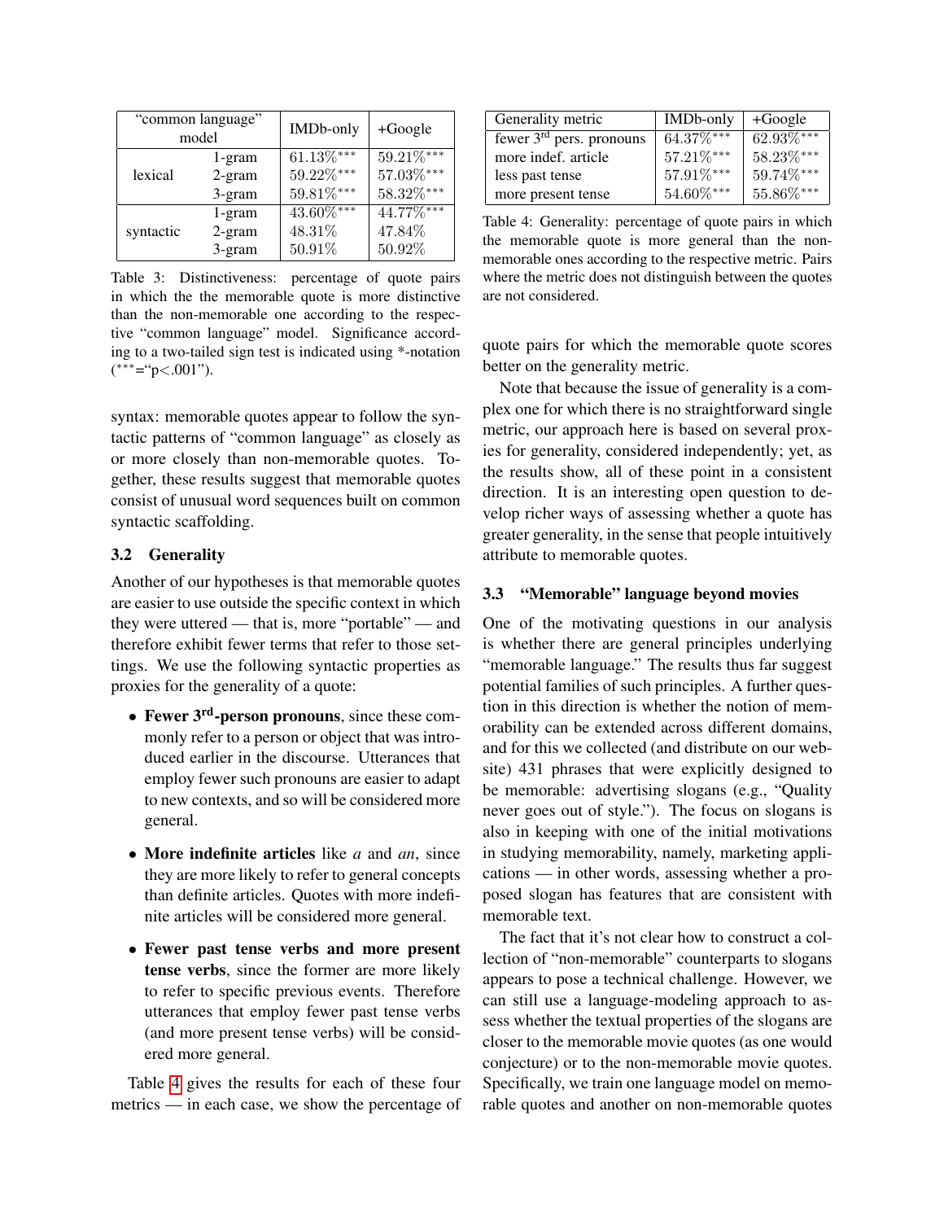| "common language" model | | IMDb-only | +Google |
|---|---|---|---|
| lexical | 1-gram | 61.13%$^{***}$ | 59.21%$^{***}$ |
| | 2-gram | 59.22%$^{***}$ | 57.03%$^{***}$ |
| | 3-gram | 59.81%$^{***}$ | 58.32%$^{***}$ |
| syntactic | 1-gram | 43.60%$^{***}$ | 44.77%$^{***}$ |
| | 2-gram | 48.31% | 47.84% |
| | 3-gram | 50.91% | 50.92% |

Table 3: Distinctiveness: percentage of quote pairs in which the the memorable quote is more distinctive than the non-memorable one according to the respective "common language" model. Significance according to a two-tailed sign test is indicated using *-notation ($^{***}$="p<.001").

syntax: memorable quotes appear to follow the syntactic patterns of "common language" as closely as or more closely than non-memorable quotes. Together, these results suggest that memorable quotes consist of unusual word sequences built on common syntactic scaffolding.

### 3.2 Generality

Another of our hypotheses is that memorable quotes are easier to use outside the specific context in which they were uttered — that is, more "portable" — and therefore exhibit fewer terms that refer to those settings. We use the following syntactic properties as proxies for the generality of a quote:

- **Fewer 3rd-person pronouns**, since these commonly refer to a person or object that was introduced earlier in the discourse. Utterances that employ fewer such pronouns are easier to adapt to new contexts, and so will be considered more general.
- **More indefinite articles** like *a* and *an*, since they are more likely to refer to general concepts than definite articles. Quotes with more indefinite articles will be considered more general.
- **Fewer past tense verbs and more present tense verbs**, since the former are more likely to refer to specific previous events. Therefore utterances that employ fewer past tense verbs (and more present tense verbs) will be considered more general.

Table 4 gives the results for each of these four metrics — in each case, we show the percentage of quote pairs for which the memorable quote scores better on the generality metric.

| Generality metric | IMDb-only | +Google |
|---|---|---|
| fewer 3rd pers. pronouns | 64.37%$^{***}$ | 62.93%$^{***}$ |
| more indef. article | 57.21%$^{***}$ | 58.23%$^{***}$ |
| less past tense | 57.91%$^{***}$ | 59.74%$^{***}$ |
| more present tense | 54.60%$^{***}$ | 55.86%$^{***}$ |

Table 4: Generality: percentage of quote pairs in which the memorable quote is more general than the non-memorable ones according to the respective metric. Pairs where the metric does not distinguish between the quotes are not considered.

Note that because the issue of generality is a complex one for which there is no straightforward single metric, our approach here is based on several proxies for generality, considered independently; yet, as the results show, all of these point in a consistent direction. It is an interesting open question to develop richer ways of assessing whether a quote has greater generality, in the sense that people intuitively attribute to memorable quotes.

### 3.3 "Memorable" language beyond movies

One of the motivating questions in our analysis is whether there are general principles underlying "memorable language." The results thus far suggest potential families of such principles. A further question in this direction is whether the notion of memorability can be extended across different domains, and for this we collected (and distribute on our website) 431 phrases that were explicitly designed to be memorable: advertising slogans (e.g., "Quality never goes out of style."). The focus on slogans is also in keeping with one of the initial motivations in studying memorability, namely, marketing applications — in other words, assessing whether a proposed slogan has features that are consistent with memorable text.

The fact that it's not clear how to construct a collection of "non-memorable" counterparts to slogans appears to pose a technical challenge. However, we can still use a language-modeling approach to assess whether the textual properties of the slogans are closer to the memorable movie quotes (as one would conjecture) or to the non-memorable movie quotes. Specifically, we train one language model on memorable quotes and another on non-memorable quotes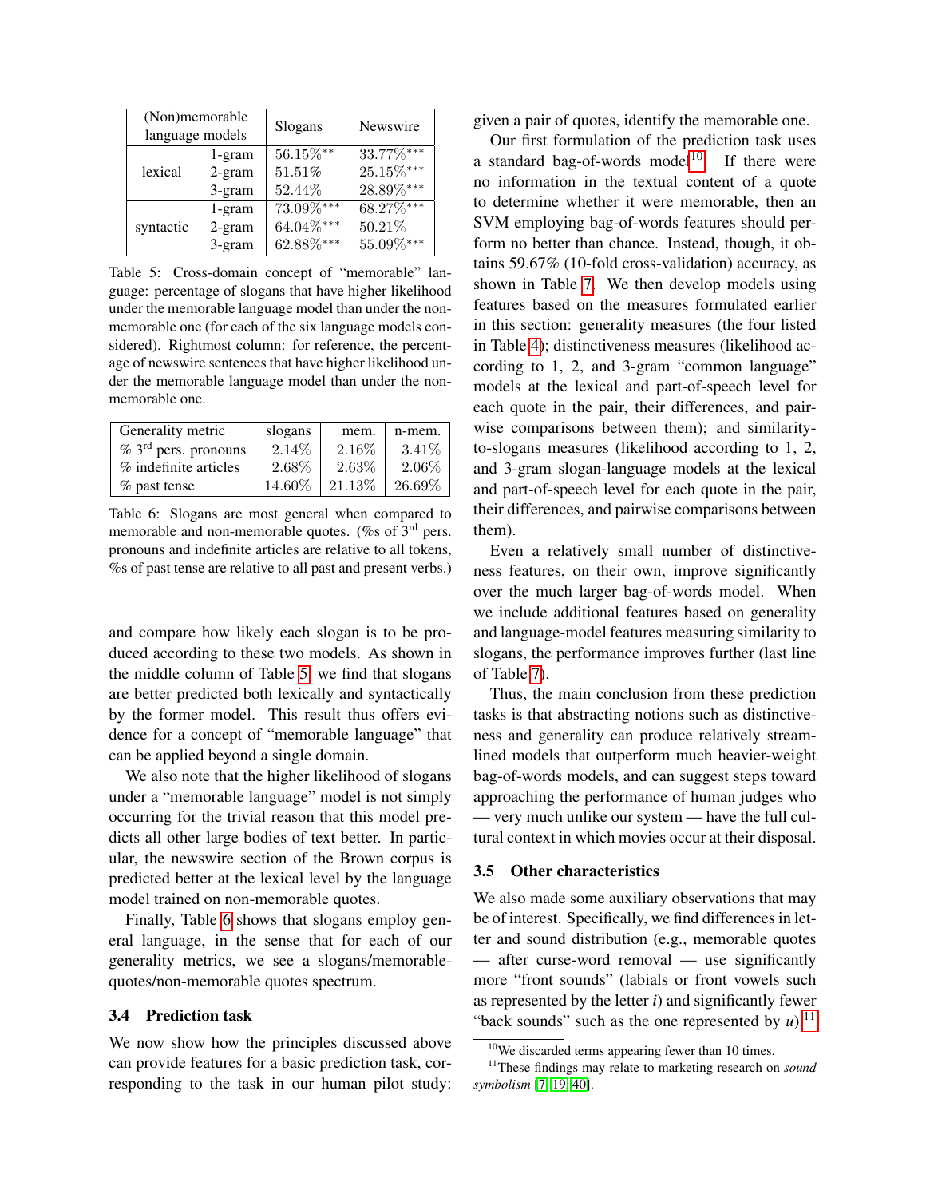| (Non)memorable language models | | Slogans | Newswire |
|---|---|---|---|
| lexical | 1-gram | 56.15%** | 33.77%*** |
| | 2-gram | 51.51% | 25.15%*** |
| | 3-gram | 52.44% | 28.89%*** |
| syntactic | 1-gram | 73.09%*** | 68.27%*** |
| | 2-gram | 64.04%*** | 50.21% |
| | 3-gram | 62.88%*** | 55.09%*** |

Table 5: Cross-domain concept of "memorable" language: percentage of slogans that have higher likelihood under the memorable language model than under the non-memorable one (for each of the six language models considered). Rightmost column: for reference, the percentage of newswire sentences that have higher likelihood under the memorable language model than under the non-memorable one.

| Generality metric | slogans | mem. | n-mem. |
|---|---|---|---|
| % 3rd pers. pronouns | 2.14% | 2.16% | 3.41% |
| % indefinite articles | 2.68% | 2.63% | 2.06% |
| % past tense | 14.60% | 21.13% | 26.69% |

Table 6: Slogans are most general when compared to memorable and non-memorable quotes. (%s of 3rd pers. pronouns and indefinite articles are relative to all tokens, %s of past tense are relative to all past and present verbs.)

and compare how likely each slogan is to be produced according to these two models. As shown in the middle column of Table 5, we find that slogans are better predicted both lexically and syntactically by the former model. This result thus offers evidence for a concept of "memorable language" that can be applied beyond a single domain.

We also note that the higher likelihood of slogans under a "memorable language" model is not simply occurring for the trivial reason that this model predicts all other large bodies of text better. In particular, the newswire section of the Brown corpus is predicted better at the lexical level by the language model trained on non-memorable quotes.

Finally, Table 6 shows that slogans employ general language, in the sense that for each of our generality metrics, we see a slogans/memorable-quotes/non-memorable quotes spectrum.

### 3.4 Prediction task

We now show how the principles discussed above can provide features for a basic prediction task, corresponding to the task in our human pilot study: given a pair of quotes, identify the memorable one.

Our first formulation of the prediction task uses a standard bag-of-words model[10]. If there were no information in the textual content of a quote to determine whether it were memorable, then an SVM employing bag-of-words features should perform no better than chance. Instead, though, it obtains 59.67% (10-fold cross-validation) accuracy, as shown in Table 7. We then develop models using features based on the measures formulated earlier in this section: generality measures (the four listed in Table 4); distinctiveness measures (likelihood according to 1, 2, and 3-gram "common language" models at the lexical and part-of-speech level for each quote in the pair, their differences, and pairwise comparisons between them); and similarity-to-slogans measures (likelihood according to 1, 2, and 3-gram slogan-language models at the lexical and part-of-speech level for each quote in the pair, their differences, and pairwise comparisons between them).

Even a relatively small number of distinctiveness features, on their own, improve significantly over the much larger bag-of-words model. When we include additional features based on generality and language-model features measuring similarity to slogans, the performance improves further (last line of Table 7).

Thus, the main conclusion from these prediction tasks is that abstracting notions such as distinctiveness and generality can produce relatively streamlined models that outperform much heavier-weight bag-of-words models, and can suggest steps toward approaching the performance of human judges who — very much unlike our system — have the full cultural context in which movies occur at their disposal.

### 3.5 Other characteristics

We also made some auxiliary observations that may be of interest. Specifically, we find differences in letter and sound distribution (e.g., memorable quotes — after curse-word removal — use significantly more "front sounds" (labials or front vowels such as represented by the letter *i*) and significantly fewer "back sounds" such as the one represented by *u*).[11]

[10] We discarded terms appearing fewer than 10 times.

[11] These findings may relate to marketing research on *sound symbolism* [7, 19, 40].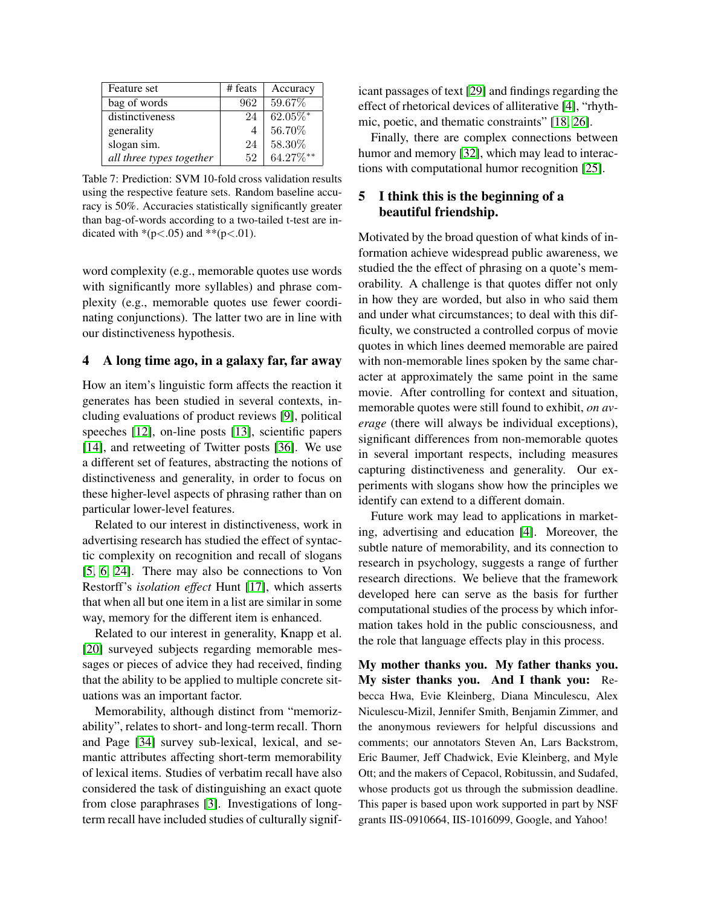| Feature set | # feats | Accuracy |
|---|---|---|
| bag of words | 962 | 59.67% |
| distinctiveness | 24 | 62.05%* |
| generality | 4 | 56.70% |
| slogan sim. | 24 | 58.30% |
| *all three types together* | 52 | 64.27%** |

Table 7: Prediction: SVM 10-fold cross validation results using the respective feature sets. Random baseline accuracy is 50%. Accuracies statistically significantly greater than bag-of-words according to a two-tailed t-test are indicated with *(p<.05) and **(p<.01).

word complexity (e.g., memorable quotes use words with significantly more syllables) and phrase complexity (e.g., memorable quotes use fewer coordinating conjunctions). The latter two are in line with our distinctiveness hypothesis.

## 4 A long time ago, in a galaxy far, far away

How an item's linguistic form affects the reaction it generates has been studied in several contexts, including evaluations of product reviews [9], political speeches [12], on-line posts [13], scientific papers [14], and retweeting of Twitter posts [36]. We use a different set of features, abstracting the notions of distinctiveness and generality, in order to focus on these higher-level aspects of phrasing rather than on particular lower-level features.

Related to our interest in distinctiveness, work in advertising research has studied the effect of syntactic complexity on recognition and recall of slogans [5, 6, 24]. There may also be connections to Von Restorff's *isolation effect* Hunt [17], which asserts that when all but one item in a list are similar in some way, memory for the different item is enhanced.

Related to our interest in generality, Knapp et al. [20] surveyed subjects regarding memorable messages or pieces of advice they had received, finding that the ability to be applied to multiple concrete situations was an important factor.

Memorability, although distinct from "memorizability", relates to short- and long-term recall. Thorn and Page [34] survey sub-lexical, lexical, and semantic attributes affecting short-term memorability of lexical items. Studies of verbatim recall have also considered the task of distinguishing an exact quote from close paraphrases [3]. Investigations of long-term recall have included studies of culturally significant passages of text [29] and findings regarding the effect of rhetorical devices of alliterative [4], "rhythmic, poetic, and thematic constraints" [18, 26].

Finally, there are complex connections between humor and memory [32], which may lead to interactions with computational humor recognition [25].

## 5 I think this is the beginning of a beautiful friendship.

Motivated by the broad question of what kinds of information achieve widespread public awareness, we studied the the effect of phrasing on a quote's memorability. A challenge is that quotes differ not only in how they are worded, but also in who said them and under what circumstances; to deal with this difficulty, we constructed a controlled corpus of movie quotes in which lines deemed memorable are paired with non-memorable lines spoken by the same character at approximately the same point in the same movie. After controlling for context and situation, memorable quotes were still found to exhibit, *on average* (there will always be individual exceptions), significant differences from non-memorable quotes in several important respects, including measures capturing distinctiveness and generality. Our experiments with slogans show how the principles we identify can extend to a different domain.

Future work may lead to applications in marketing, advertising and education [4]. Moreover, the subtle nature of memorability, and its connection to research in psychology, suggests a range of further research directions. We believe that the framework developed here can serve as the basis for further computational studies of the process by which information takes hold in the public consciousness, and the role that language effects play in this process.

**My mother thanks you. My father thanks you. My sister thanks you. And I thank you:** Rebecca Hwa, Evie Kleinberg, Diana Minculescu, Alex Niculescu-Mizil, Jennifer Smith, Benjamin Zimmer, and the anonymous reviewers for helpful discussions and comments; our annotators Steven An, Lars Backstrom, Eric Baumer, Jeff Chadwick, Evie Kleinberg, and Myle Ott; and the makers of Cepacol, Robitussin, and Sudafed, whose products got us through the submission deadline. This paper is based upon work supported in part by NSF grants IIS-0910664, IIS-1016099, Google, and Yahoo!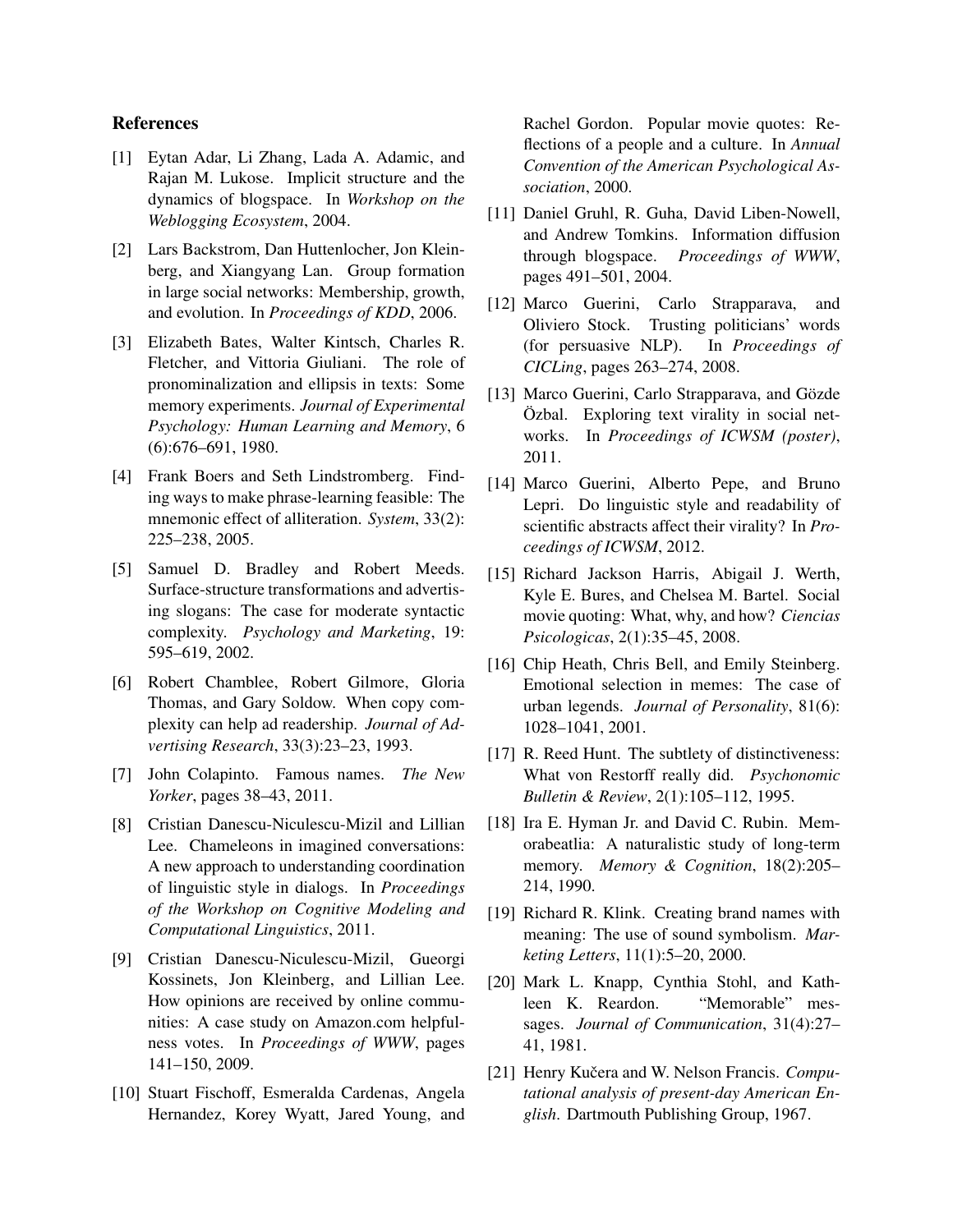### References

[1] Eytan Adar, Li Zhang, Lada A. Adamic, and Rajan M. Lukose. Implicit structure and the dynamics of blogspace. In *Workshop on the Weblogging Ecosystem*, 2004.

[2] Lars Backstrom, Dan Huttenlocher, Jon Kleinberg, and Xiangyang Lan. Group formation in large social networks: Membership, growth, and evolution. In *Proceedings of KDD*, 2006.

[3] Elizabeth Bates, Walter Kintsch, Charles R. Fletcher, and Vittoria Giuliani. The role of pronominalization and ellipsis in texts: Some memory experiments. *Journal of Experimental Psychology: Human Learning and Memory*, 6 (6):676–691, 1980.

[4] Frank Boers and Seth Lindstromberg. Finding ways to make phrase-learning feasible: The mnemonic effect of alliteration. *System*, 33(2): 225–238, 2005.

[5] Samuel D. Bradley and Robert Meeds. Surface-structure transformations and advertising slogans: The case for moderate syntactic complexity. *Psychology and Marketing*, 19: 595–619, 2002.

[6] Robert Chamblee, Robert Gilmore, Gloria Thomas, and Gary Soldow. When copy complexity can help ad readership. *Journal of Advertising Research*, 33(3):23–23, 1993.

[7] John Colapinto. Famous names. *The New Yorker*, pages 38–43, 2011.

[8] Cristian Danescu-Niculescu-Mizil and Lillian Lee. Chameleons in imagined conversations: A new approach to understanding coordination of linguistic style in dialogs. In *Proceedings of the Workshop on Cognitive Modeling and Computational Linguistics*, 2011.

[9] Cristian Danescu-Niculescu-Mizil, Gueorgi Kossinets, Jon Kleinberg, and Lillian Lee. How opinions are received by online communities: A case study on Amazon.com helpfulness votes. In *Proceedings of WWW*, pages 141–150, 2009.

[10] Stuart Fischoff, Esmeralda Cardenas, Angela Hernandez, Korey Wyatt, Jared Young, and Rachel Gordon. Popular movie quotes: Reflections of a people and a culture. In *Annual Convention of the American Psychological Association*, 2000.

[11] Daniel Gruhl, R. Guha, David Liben-Nowell, and Andrew Tomkins. Information diffusion through blogspace. *Proceedings of WWW*, pages 491–501, 2004.

[12] Marco Guerini, Carlo Strapparava, and Oliviero Stock. Trusting politicians' words (for persuasive NLP). In *Proceedings of CICLing*, pages 263–274, 2008.

[13] Marco Guerini, Carlo Strapparava, and Gözde Özbal. Exploring text virality in social networks. In *Proceedings of ICWSM (poster)*, 2011.

[14] Marco Guerini, Alberto Pepe, and Bruno Lepri. Do linguistic style and readability of scientific abstracts affect their virality? In *Proceedings of ICWSM*, 2012.

[15] Richard Jackson Harris, Abigail J. Werth, Kyle E. Bures, and Chelsea M. Bartel. Social movie quoting: What, why, and how? *Ciencias Psicologicas*, 2(1):35–45, 2008.

[16] Chip Heath, Chris Bell, and Emily Steinberg. Emotional selection in memes: The case of urban legends. *Journal of Personality*, 81(6): 1028–1041, 2001.

[17] R. Reed Hunt. The subtlety of distinctiveness: What von Restorff really did. *Psychonomic Bulletin & Review*, 2(1):105–112, 1995.

[18] Ira E. Hyman Jr. and David C. Rubin. Memorabeatlia: A naturalistic study of long-term memory. *Memory & Cognition*, 18(2):205–214, 1990.

[19] Richard R. Klink. Creating brand names with meaning: The use of sound symbolism. *Marketing Letters*, 11(1):5–20, 2000.

[20] Mark L. Knapp, Cynthia Stohl, and Kathleen K. Reardon. "Memorable" messages. *Journal of Communication*, 31(4):27–41, 1981.

[21] Henry Kučera and W. Nelson Francis. *Computational analysis of present-day American English*. Dartmouth Publishing Group, 1967.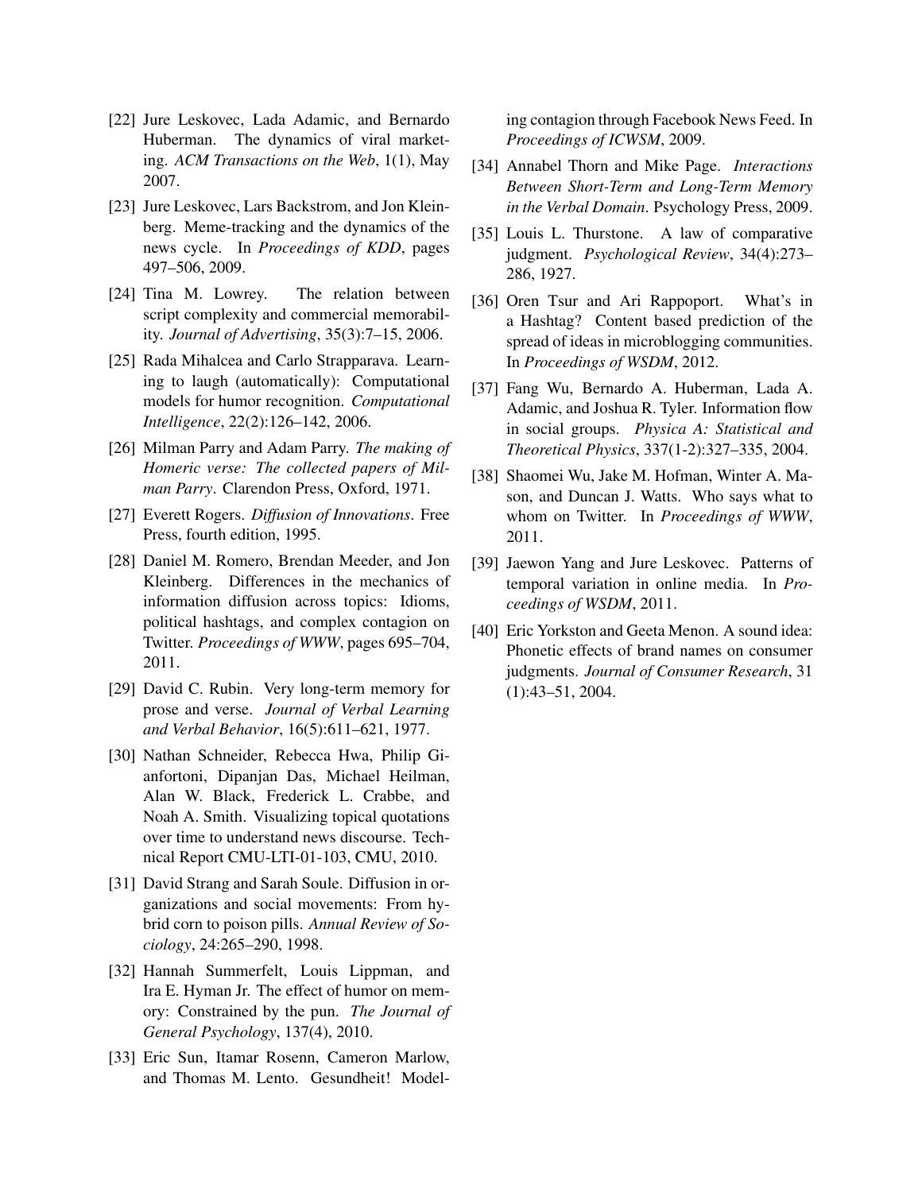[22] Jure Leskovec, Lada Adamic, and Bernardo Huberman. The dynamics of viral marketing. *ACM Transactions on the Web*, 1(1), May 2007.

[23] Jure Leskovec, Lars Backstrom, and Jon Kleinberg. Meme-tracking and the dynamics of the news cycle. In *Proceedings of KDD*, pages 497–506, 2009.

[24] Tina M. Lowrey. The relation between script complexity and commercial memorability. *Journal of Advertising*, 35(3):7–15, 2006.

[25] Rada Mihalcea and Carlo Strapparava. Learning to laugh (automatically): Computational models for humor recognition. *Computational Intelligence*, 22(2):126–142, 2006.

[26] Milman Parry and Adam Parry. *The making of Homeric verse: The collected papers of Milman Parry*. Clarendon Press, Oxford, 1971.

[27] Everett Rogers. *Diffusion of Innovations*. Free Press, fourth edition, 1995.

[28] Daniel M. Romero, Brendan Meeder, and Jon Kleinberg. Differences in the mechanics of information diffusion across topics: Idioms, political hashtags, and complex contagion on Twitter. *Proceedings of WWW*, pages 695–704, 2011.

[29] David C. Rubin. Very long-term memory for prose and verse. *Journal of Verbal Learning and Verbal Behavior*, 16(5):611–621, 1977.

[30] Nathan Schneider, Rebecca Hwa, Philip Gianfortoni, Dipanjan Das, Michael Heilman, Alan W. Black, Frederick L. Crabbe, and Noah A. Smith. Visualizing topical quotations over time to understand news discourse. Technical Report CMU-LTI-01-103, CMU, 2010.

[31] David Strang and Sarah Soule. Diffusion in organizations and social movements: From hybrid corn to poison pills. *Annual Review of Sociology*, 24:265–290, 1998.

[32] Hannah Summerfelt, Louis Lippman, and Ira E. Hyman Jr. The effect of humor on memory: Constrained by the pun. *The Journal of General Psychology*, 137(4), 2010.

[33] Eric Sun, Itamar Rosenn, Cameron Marlow, and Thomas M. Lento. Gesundheit! Modeling contagion through Facebook News Feed. In *Proceedings of ICWSM*, 2009.

[34] Annabel Thorn and Mike Page. *Interactions Between Short-Term and Long-Term Memory in the Verbal Domain*. Psychology Press, 2009.

[35] Louis L. Thurstone. A law of comparative judgment. *Psychological Review*, 34(4):273–286, 1927.

[36] Oren Tsur and Ari Rappoport. What's in a Hashtag? Content based prediction of the spread of ideas in microblogging communities. In *Proceedings of WSDM*, 2012.

[37] Fang Wu, Bernardo A. Huberman, Lada A. Adamic, and Joshua R. Tyler. Information flow in social groups. *Physica A: Statistical and Theoretical Physics*, 337(1-2):327–335, 2004.

[38] Shaomei Wu, Jake M. Hofman, Winter A. Mason, and Duncan J. Watts. Who says what to whom on Twitter. In *Proceedings of WWW*, 2011.

[39] Jaewon Yang and Jure Leskovec. Patterns of temporal variation in online media. In *Proceedings of WSDM*, 2011.

[40] Eric Yorkston and Geeta Menon. A sound idea: Phonetic effects of brand names on consumer judgments. *Journal of Consumer Research*, 31 (1):43–51, 2004.